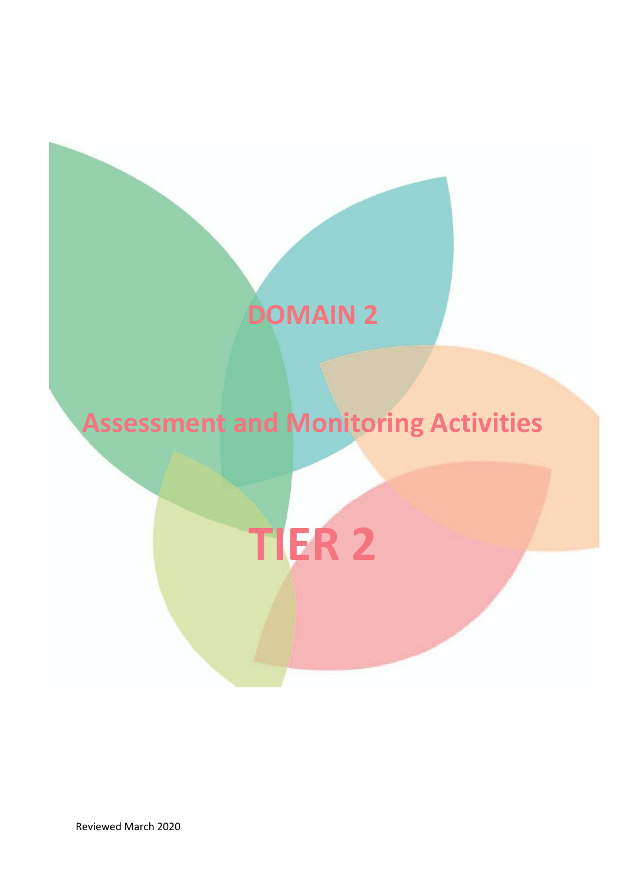# DOMAIN 2

# Assessment and Monitoring Activities

# TIER 2

Reviewed March 2020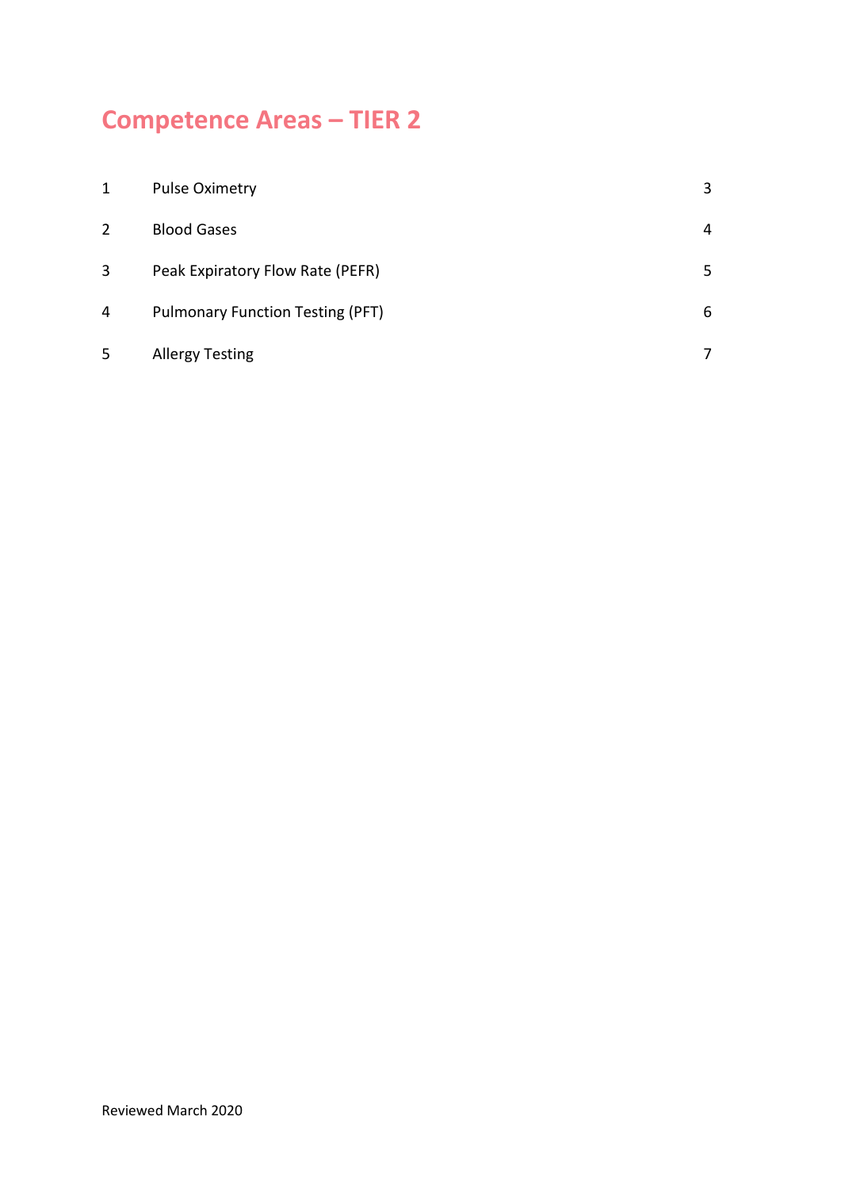# Competence Areas – TIER 2

| | | |
|---|---|---|
| 1 | Pulse Oximetry | 3 |
| 2 | Blood Gases | 4 |
| 3 | Peak Expiratory Flow Rate (PEFR) | 5 |
| 4 | Pulmonary Function Testing (PFT) | 6 |
| 5 | Allergy Testing | 7 |

Reviewed March 2020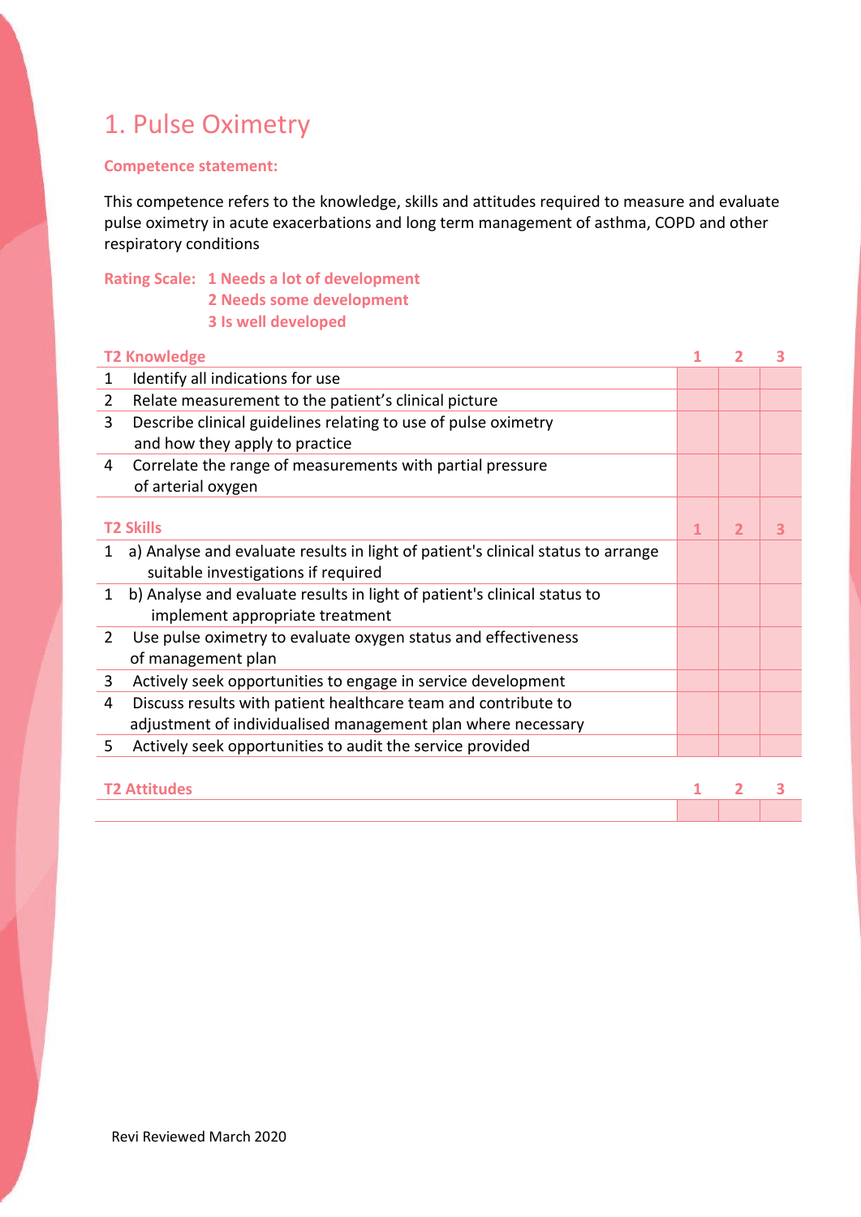# 1. Pulse Oximetry

**Competence statement:**

This competence refers to the knowledge, skills and attitudes required to measure and evaluate pulse oximetry in acute exacerbations and long term management of asthma, COPD and other respiratory conditions

**Rating Scale:** **1 Needs a lot of development**
**2 Needs some development**
**3 Is well developed**

| T2 Knowledge | 1 | 2 | 3 |
|---|---|---|---|
| 1 Identify all indications for use | | | |
| 2 Relate measurement to the patient's clinical picture | | | |
| 3 Describe clinical guidelines relating to use of pulse oximetry and how they apply to practice | | | |
| 4 Correlate the range of measurements with partial pressure of arterial oxygen | | | |

| T2 Skills | 1 | 2 | 3 |
|---|---|---|---|
| 1 a) Analyse and evaluate results in light of patient's clinical status to arrange suitable investigations if required | | | |
| 1 b) Analyse and evaluate results in light of patient's clinical status to implement appropriate treatment | | | |
| 2 Use pulse oximetry to evaluate oxygen status and effectiveness of management plan | | | |
| 3 Actively seek opportunities to engage in service development | | | |
| 4 Discuss results with patient healthcare team and contribute to adjustment of individualised management plan where necessary | | | |
| 5 Actively seek opportunities to audit the service provided | | | |

| T2 Attitudes | 1 | 2 | 3 |
|---|---|---|---|
| | | | |

Revi Reviewed March 2020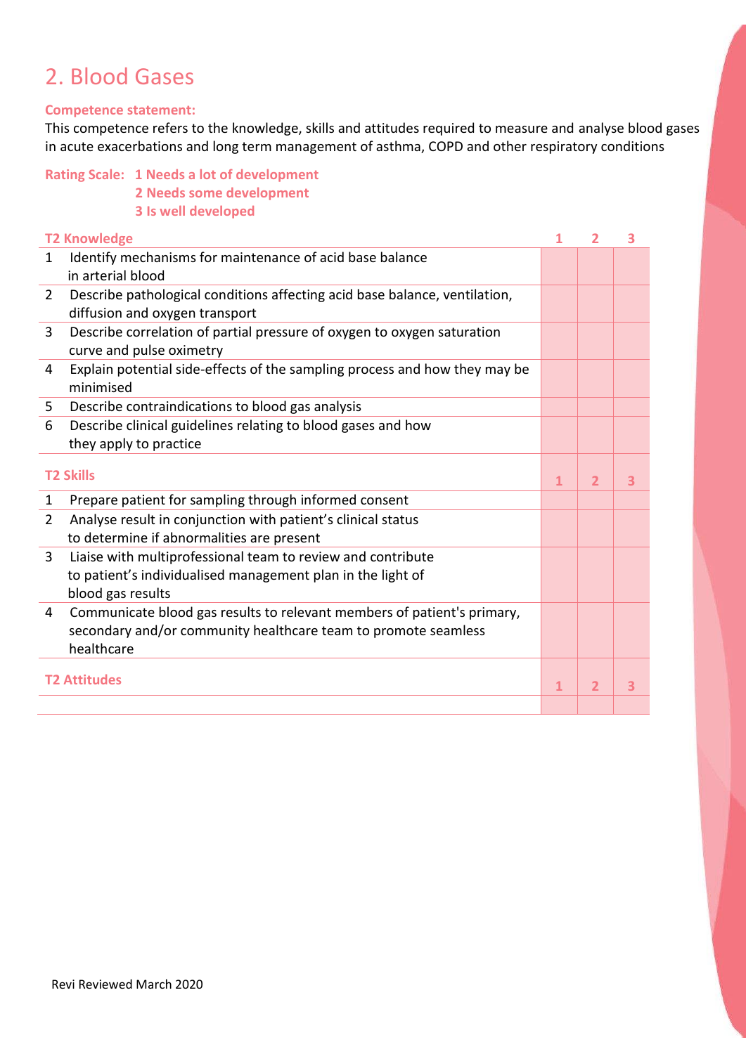# 2. Blood Gases

**Competence statement:**

This competence refers to the knowledge, skills and attitudes required to measure and analyse blood gases in acute exacerbations and long term management of asthma, COPD and other respiratory conditions

**Rating Scale:** **1 Needs a lot of development**
**2 Needs some development**
**3 Is well developed**

| **T2 Knowledge** | **1** | **2** | **3** |
|---|---|---|---|
| 1 Identify mechanisms for maintenance of acid base balance in arterial blood | | | |
| 2 Describe pathological conditions affecting acid base balance, ventilation, diffusion and oxygen transport | | | |
| 3 Describe correlation of partial pressure of oxygen to oxygen saturation curve and pulse oximetry | | | |
| 4 Explain potential side-effects of the sampling process and how they may be minimised | | | |
| 5 Describe contraindications to blood gas analysis | | | |
| 6 Describe clinical guidelines relating to blood gases and how they apply to practice | | | |

| **T2 Skills** | **1** | **2** | **3** |
|---|---|---|---|
| 1 Prepare patient for sampling through informed consent | | | |
| 2 Analyse result in conjunction with patient's clinical status to determine if abnormalities are present | | | |
| 3 Liaise with multiprofessional team to review and contribute to patient's individualised management plan in the light of blood gas results | | | |
| 4 Communicate blood gas results to relevant members of patient's primary, secondary and/or community healthcare team to promote seamless healthcare | | | |

| **T2 Attitudes** | **1** | **2** | **3** |
|---|---|---|---|
| | | | |

Revi Reviewed March 2020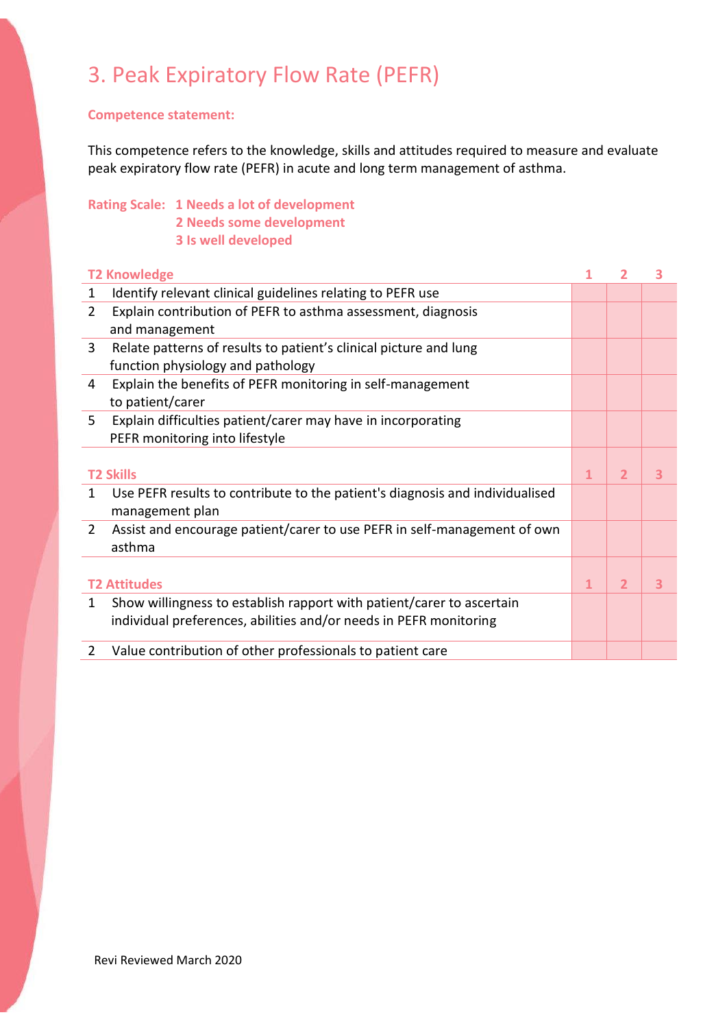# 3. Peak Expiratory Flow Rate (PEFR)

**Competence statement:**

This competence refers to the knowledge, skills and attitudes required to measure and evaluate peak expiratory flow rate (PEFR) in acute and long term management of asthma.

**Rating Scale:** **1 Needs a lot of development**
**2 Needs some development**
**3 Is well developed**

| T2 Knowledge | 1 | 2 | 3 |
|---|---|---|---|
| 1 Identify relevant clinical guidelines relating to PEFR use | | | |
| 2 Explain contribution of PEFR to asthma assessment, diagnosis and management | | | |
| 3 Relate patterns of results to patient's clinical picture and lung function physiology and pathology | | | |
| 4 Explain the benefits of PEFR monitoring in self-management to patient/carer | | | |
| 5 Explain difficulties patient/carer may have in incorporating PEFR monitoring into lifestyle | | | |

| T2 Skills | 1 | 2 | 3 |
|---|---|---|---|
| 1 Use PEFR results to contribute to the patient's diagnosis and individualised management plan | | | |
| 2 Assist and encourage patient/carer to use PEFR in self-management of own asthma | | | |

| T2 Attitudes | 1 | 2 | 3 |
|---|---|---|---|
| 1 Show willingness to establish rapport with patient/carer to ascertain individual preferences, abilities and/or needs in PEFR monitoring | | | |
| 2 Value contribution of other professionals to patient care | | | |

Revi Reviewed March 2020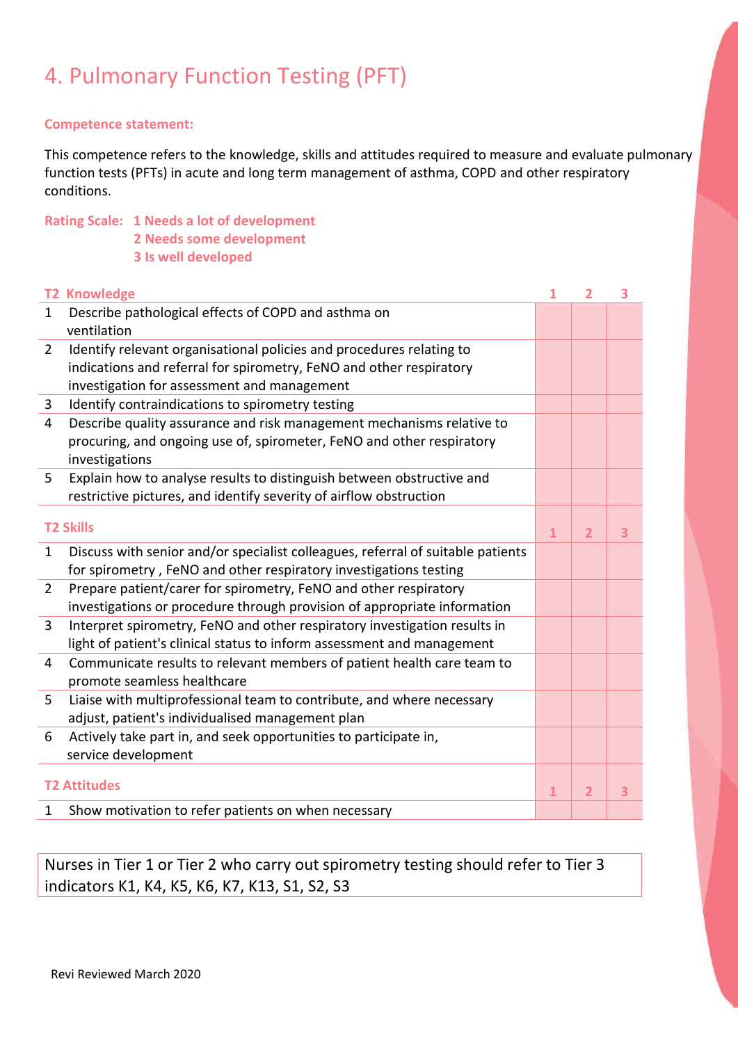# 4. Pulmonary Function Testing (PFT)

**Competence statement:**

This competence refers to the knowledge, skills and attitudes required to measure and evaluate pulmonary function tests (PFTs) in acute and long term management of asthma, COPD and other respiratory conditions.

**Rating Scale:** **1 Needs a lot of development**
**2 Needs some development**
**3 Is well developed**

| | T2 Knowledge | 1 | 2 | 3 |
|---|---|---|---|---|
| 1 | Describe pathological effects of COPD and asthma on ventilation | | | |
| 2 | Identify relevant organisational policies and procedures relating to indications and referral for spirometry, FeNO and other respiratory investigation for assessment and management | | | |
| 3 | Identify contraindications to spirometry testing | | | |
| 4 | Describe quality assurance and risk management mechanisms relative to procuring, and ongoing use of, spirometer, FeNO and other respiratory investigations | | | |
| 5 | Explain how to analyse results to distinguish between obstructive and restrictive pictures, and identify severity of airflow obstruction | | | |

| | T2 Skills | 1 | 2 | 3 |
|---|---|---|---|---|
| 1 | Discuss with senior and/or specialist colleagues, referral of suitable patients for spirometry , FeNO and other respiratory investigations testing | | | |
| 2 | Prepare patient/carer for spirometry, FeNO and other respiratory investigations or procedure through provision of appropriate information | | | |
| 3 | Interpret spirometry, FeNO and other respiratory investigation results in light of patient's clinical status to inform assessment and management | | | |
| 4 | Communicate results to relevant members of patient health care team to promote seamless healthcare | | | |
| 5 | Liaise with multiprofessional team to contribute, and where necessary adjust, patient's individualised management plan | | | |
| 6 | Actively take part in, and seek opportunities to participate in, service development | | | |

| | T2 Attitudes | 1 | 2 | 3 |
|---|---|---|---|---|
| 1 | Show motivation to refer patients on when necessary | | | |

Nurses in Tier 1 or Tier 2 who carry out spirometry testing should refer to Tier 3 indicators K1, K4, K5, K6, K7, K13, S1, S2, S3

Revi Reviewed March 2020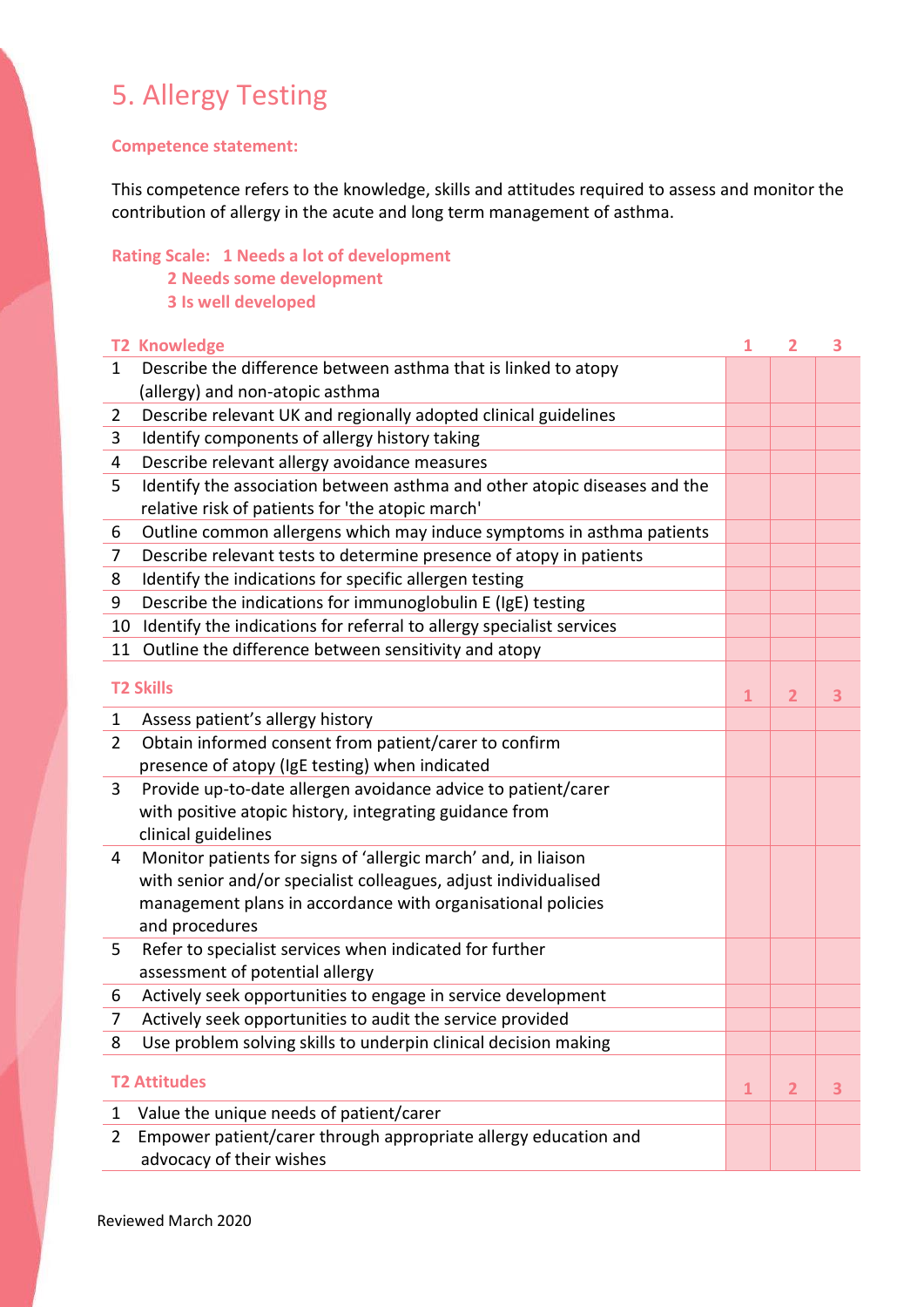# 5. Allergy Testing

**Competence statement:**

This competence refers to the knowledge, skills and attitudes required to assess and monitor the contribution of allergy in the acute and long term management of asthma.

**Rating Scale:** **1 Needs a lot of development**
**2 Needs some development**
**3 Is well developed**

| | T2 Knowledge | 1 | 2 | 3 |
|---|---|---|---|---|
| 1 | Describe the difference between asthma that is linked to atopy (allergy) and non-atopic asthma | | | |
| 2 | Describe relevant UK and regionally adopted clinical guidelines | | | |
| 3 | Identify components of allergy history taking | | | |
| 4 | Describe relevant allergy avoidance measures | | | |
| 5 | Identify the association between asthma and other atopic diseases and the relative risk of patients for 'the atopic march' | | | |
| 6 | Outline common allergens which may induce symptoms in asthma patients | | | |
| 7 | Describe relevant tests to determine presence of atopy in patients | | | |
| 8 | Identify the indications for specific allergen testing | | | |
| 9 | Describe the indications for immunoglobulin E (IgE) testing | | | |
| 10 | Identify the indications for referral to allergy specialist services | | | |
| 11 | Outline the difference between sensitivity and atopy | | | |

| | T2 Skills | 1 | 2 | 3 |
|---|---|---|---|---|
| 1 | Assess patient's allergy history | | | |
| 2 | Obtain informed consent from patient/carer to confirm presence of atopy (IgE testing) when indicated | | | |
| 3 | Provide up-to-date allergen avoidance advice to patient/carer with positive atopic history, integrating guidance from clinical guidelines | | | |
| 4 | Monitor patients for signs of 'allergic march' and, in liaison with senior and/or specialist colleagues, adjust individualised management plans in accordance with organisational policies and procedures | | | |
| 5 | Refer to specialist services when indicated for further assessment of potential allergy | | | |
| 6 | Actively seek opportunities to engage in service development | | | |
| 7 | Actively seek opportunities to audit the service provided | | | |
| 8 | Use problem solving skills to underpin clinical decision making | | | |

| | T2 Attitudes | 1 | 2 | 3 |
|---|---|---|---|---|
| 1 | Value the unique needs of patient/carer | | | |
| 2 | Empower patient/carer through appropriate allergy education and advocacy of their wishes | | | |

Reviewed March 2020